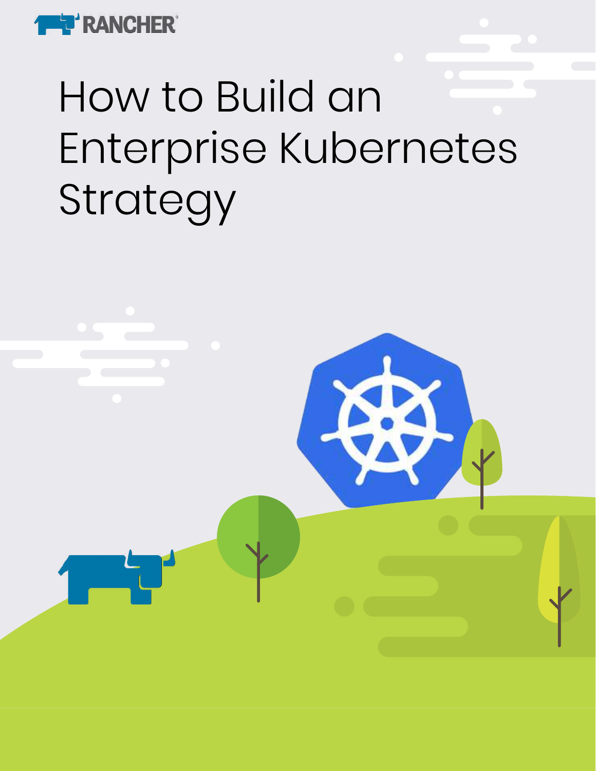RANCHER

# How to Build an Enterprise Kubernetes Strategy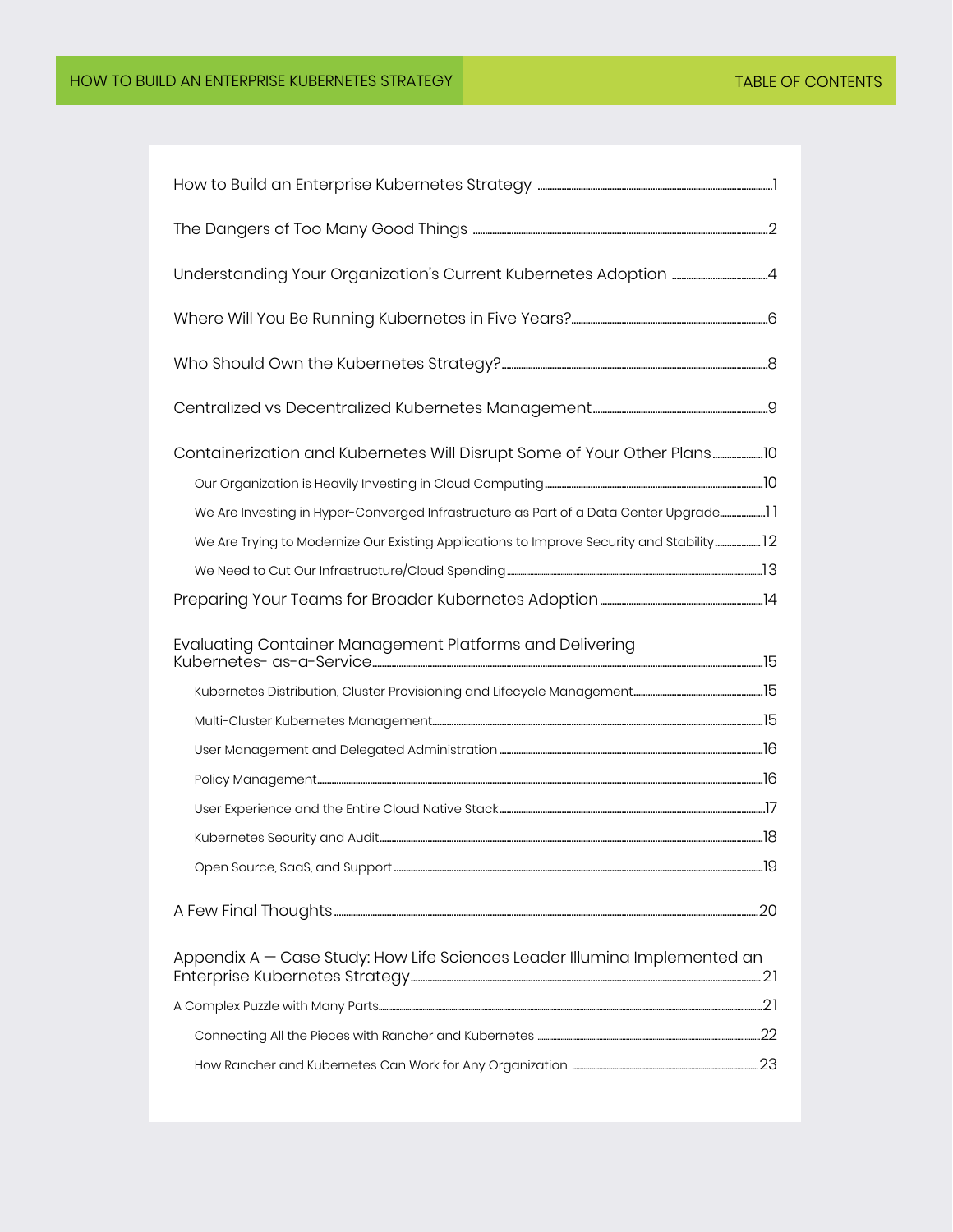# Table of Contents

- How to Build an Enterprise Kubernetes Strategy ..... 1
- The Dangers of Too Many Good Things ..... 2
- Understanding Your Organization's Current Kubernetes Adoption ..... 4
- Where Will You Be Running Kubernetes in Five Years? ..... 6
- Who Should Own the Kubernetes Strategy? ..... 8
- Centralized vs Decentralized Kubernetes Management ..... 9
- Containerization and Kubernetes Will Disrupt Some of Your Other Plans ..... 10
  - Our Organization is Heavily Investing in Cloud Computing ..... 10
  - We Are Investing in Hyper-Converged Infrastructure as Part of a Data Center Upgrade ..... 11
  - We Are Trying to Modernize Our Existing Applications to Improve Security and Stability ..... 12
  - We Need to Cut Our Infrastructure/Cloud Spending ..... 13
- Preparing Your Teams for Broader Kubernetes Adoption ..... 14
- Evaluating Container Management Platforms and Delivering Kubernetes- as-a-Service ..... 15
  - Kubernetes Distribution, Cluster Provisioning and Lifecycle Management ..... 15
  - Multi-Cluster Kubernetes Management ..... 15
  - User Management and Delegated Administration ..... 16
  - Policy Management ..... 16
  - User Experience and the Entire Cloud Native Stack ..... 17
  - Kubernetes Security and Audit ..... 18
  - Open Source, SaaS, and Support ..... 19
- A Few Final Thoughts ..... 20
- Appendix A — Case Study: How Life Sciences Leader Illumina Implemented an Enterprise Kubernetes Strategy ..... 21
- A Complex Puzzle with Many Parts ..... 21
  - Connecting All the Pieces with Rancher and Kubernetes ..... 22
  - How Rancher and Kubernetes Can Work for Any Organization ..... 23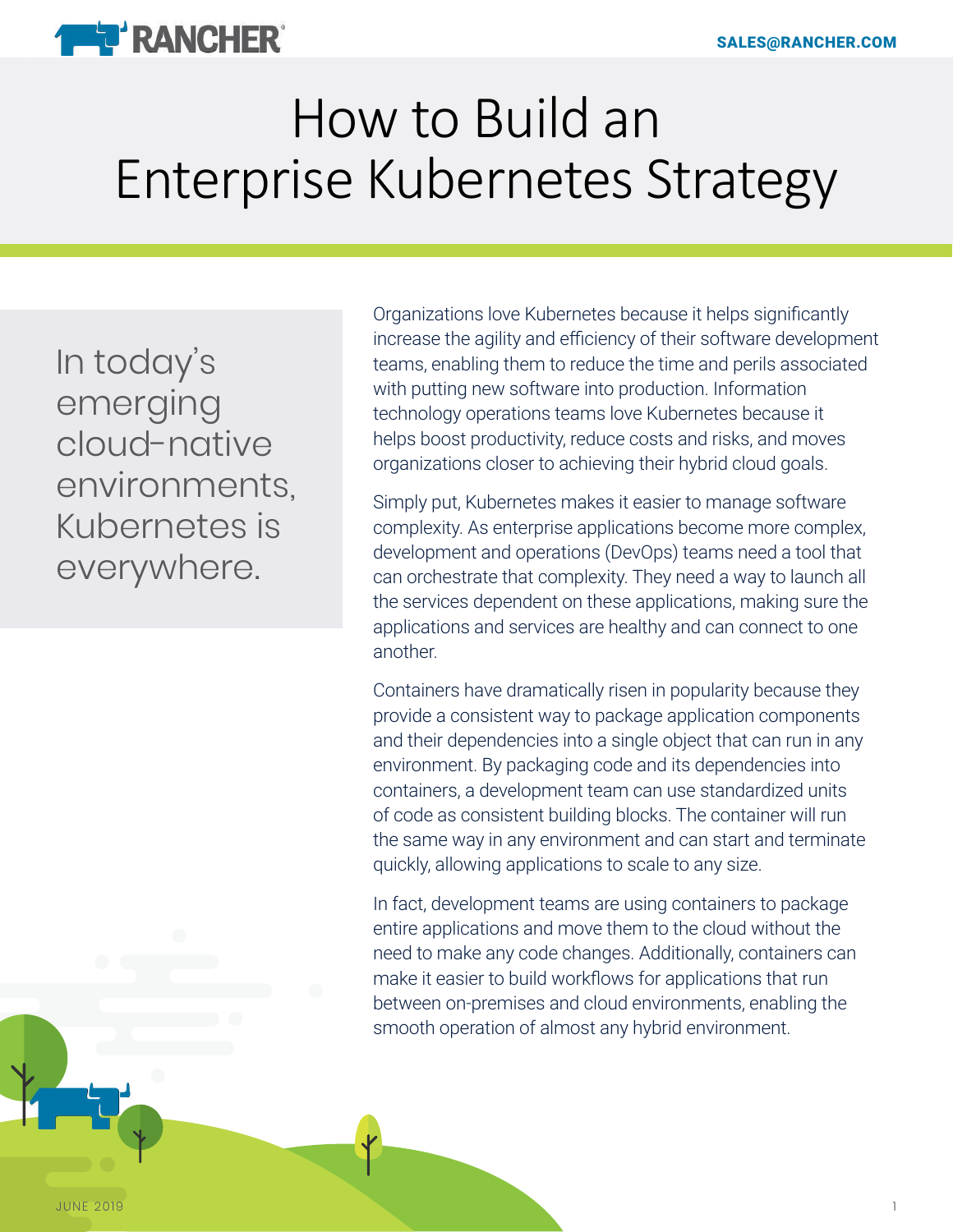# How to Build an Enterprise Kubernetes Strategy

In today's emerging cloud-native environments, Kubernetes is everywhere.

Organizations love Kubernetes because it helps significantly increase the agility and efficiency of their software development teams, enabling them to reduce the time and perils associated with putting new software into production. Information technology operations teams love Kubernetes because it helps boost productivity, reduce costs and risks, and moves organizations closer to achieving their hybrid cloud goals.

Simply put, Kubernetes makes it easier to manage software complexity. As enterprise applications become more complex, development and operations (DevOps) teams need a tool that can orchestrate that complexity. They need a way to launch all the services dependent on these applications, making sure the applications and services are healthy and can connect to one another.

Containers have dramatically risen in popularity because they provide a consistent way to package application components and their dependencies into a single object that can run in any environment. By packaging code and its dependencies into containers, a development team can use standardized units of code as consistent building blocks. The container will run the same way in any environment and can start and terminate quickly, allowing applications to scale to any size.

In fact, development teams are using containers to package entire applications and move them to the cloud without the need to make any code changes. Additionally, containers can make it easier to build workflows for applications that run between on-premises and cloud environments, enabling the smooth operation of almost any hybrid environment.

JUNE 2019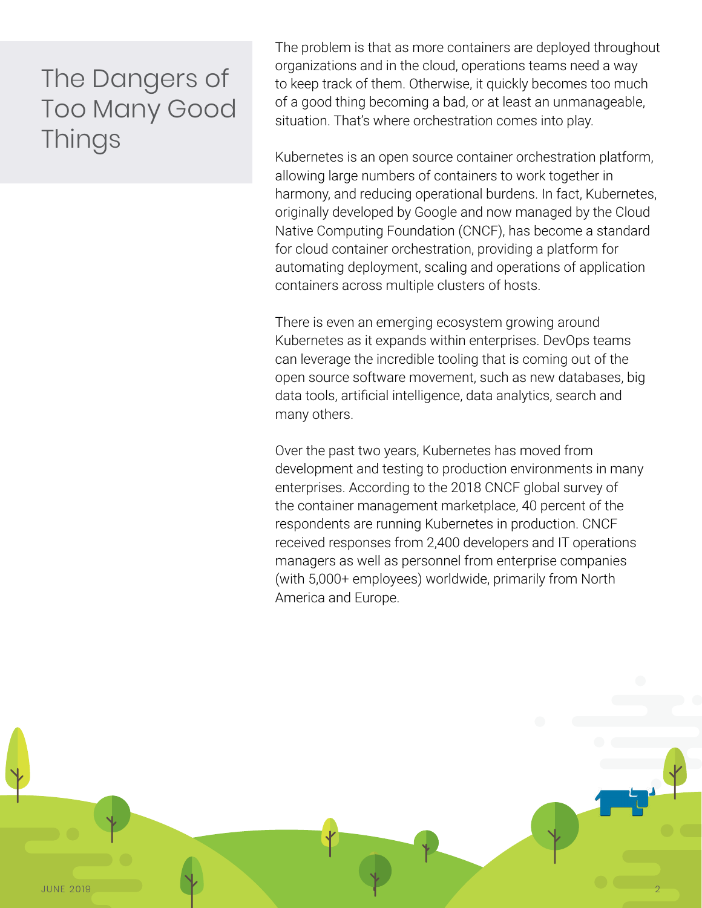# The Dangers of Too Many Good Things

The problem is that as more containers are deployed throughout organizations and in the cloud, operations teams need a way to keep track of them. Otherwise, it quickly becomes too much of a good thing becoming a bad, or at least an unmanageable, situation. That's where orchestration comes into play.

Kubernetes is an open source container orchestration platform, allowing large numbers of containers to work together in harmony, and reducing operational burdens. In fact, Kubernetes, originally developed by Google and now managed by the Cloud Native Computing Foundation (CNCF), has become a standard for cloud container orchestration, providing a platform for automating deployment, scaling and operations of application containers across multiple clusters of hosts.

There is even an emerging ecosystem growing around Kubernetes as it expands within enterprises. DevOps teams can leverage the incredible tooling that is coming out of the open source software movement, such as new databases, big data tools, artificial intelligence, data analytics, search and many others.

Over the past two years, Kubernetes has moved from development and testing to production environments in many enterprises. According to the 2018 CNCF global survey of the container management marketplace, 40 percent of the respondents are running Kubernetes in production. CNCF received responses from 2,400 developers and IT operations managers as well as personnel from enterprise companies (with 5,000+ employees) worldwide, primarily from North America and Europe.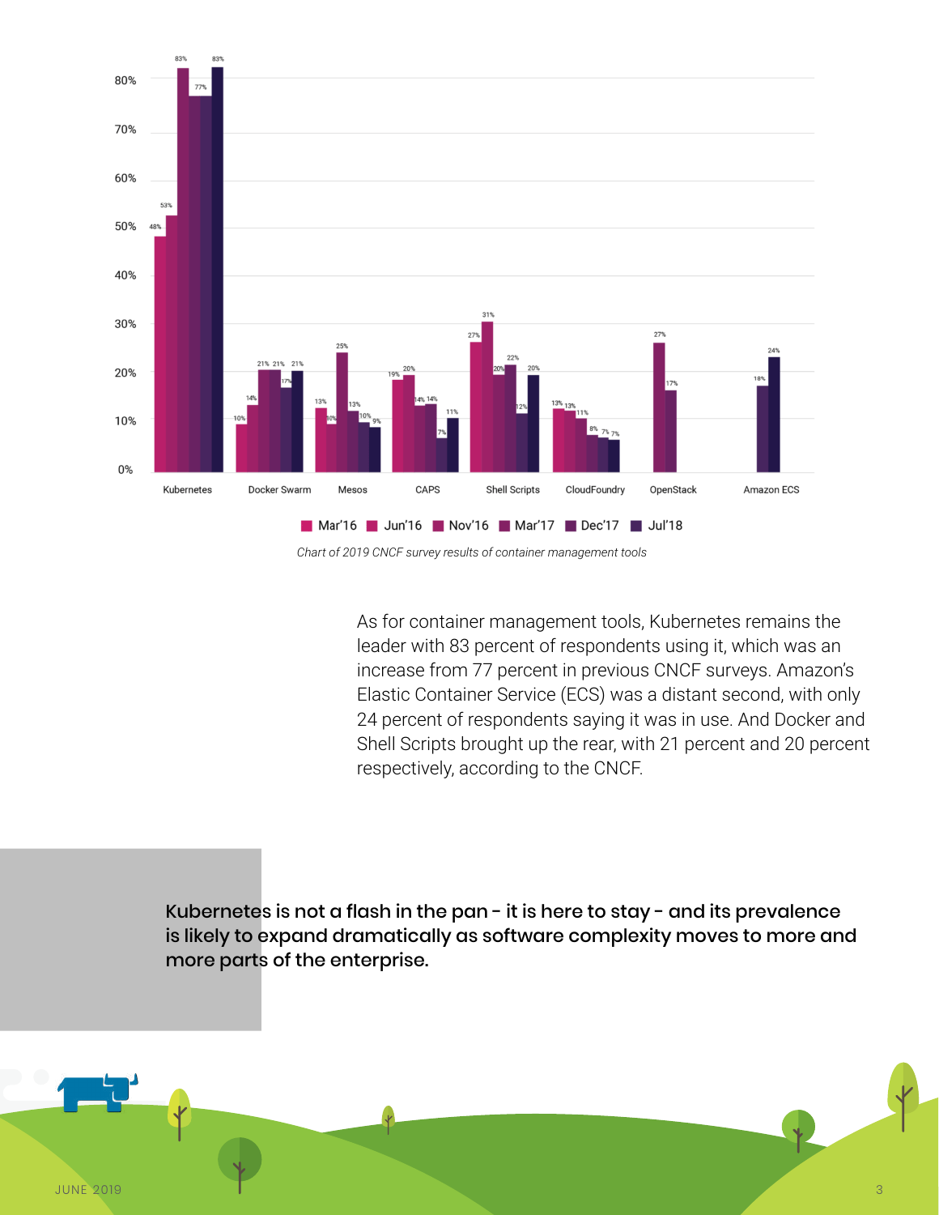*Chart of 2019 CNCF survey results of container management tools*

As for container management tools, Kubernetes remains the leader with 83 percent of respondents using it, which was an increase from 77 percent in previous CNCF surveys. Amazon's Elastic Container Service (ECS) was a distant second, with only 24 percent of respondents saying it was in use. And Docker and Shell Scripts brought up the rear, with 21 percent and 20 percent respectively, according to the CNCF.

**Kubernetes is not a flash in the pan - it is here to stay - and its prevalence is likely to expand dramatically as software complexity moves to more and more parts of the enterprise.**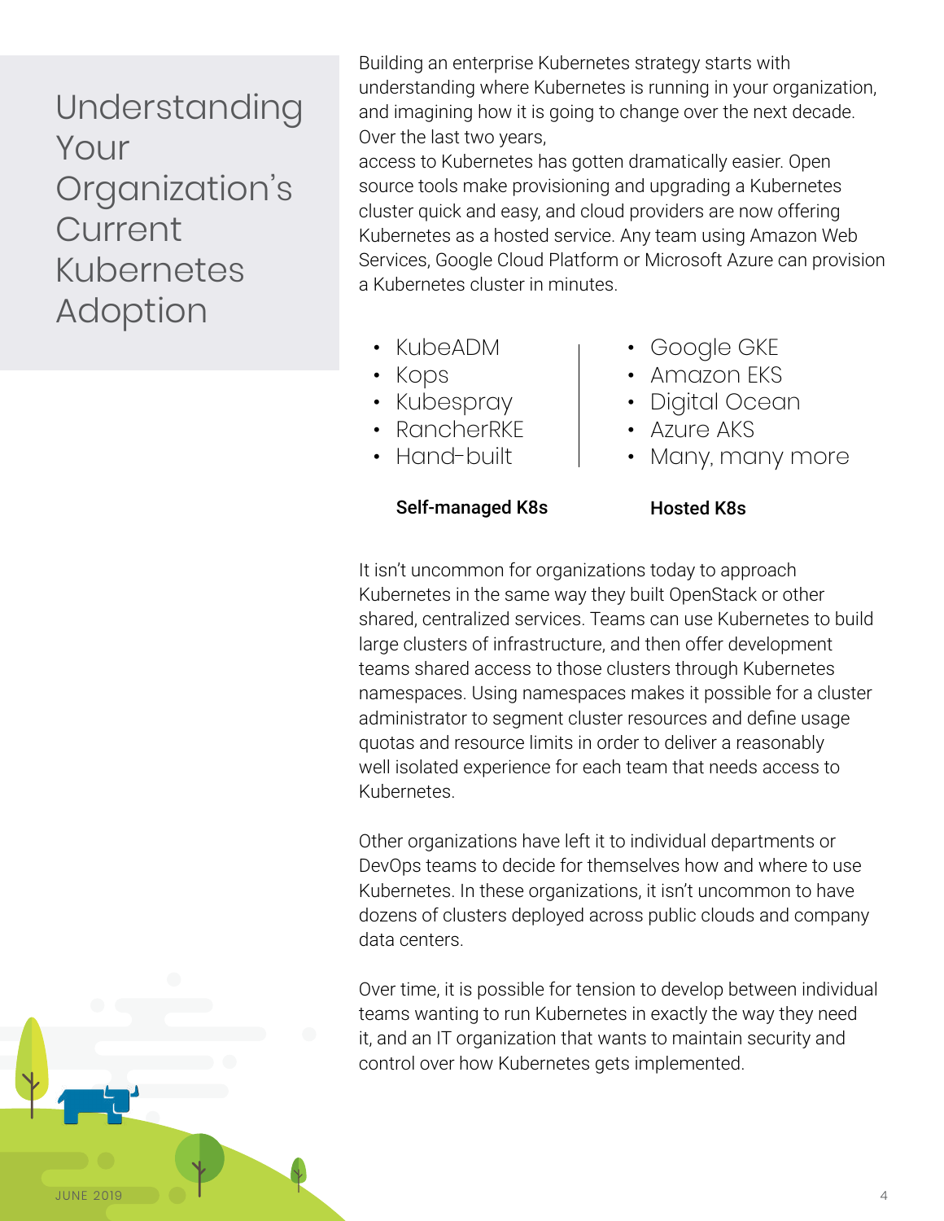# Understanding Your Organization's Current Kubernetes Adoption

Building an enterprise Kubernetes strategy starts with understanding where Kubernetes is running in your organization, and imagining how it is going to change over the next decade. Over the last two years, access to Kubernetes has gotten dramatically easier. Open source tools make provisioning and upgrading a Kubernetes cluster quick and easy, and cloud providers are now offering Kubernetes as a hosted service. Any team using Amazon Web Services, Google Cloud Platform or Microsoft Azure can provision a Kubernetes cluster in minutes.

**Self-managed K8s**

- KubeADM
- Kops
- Kubespray
- RancherRKE
- Hand-built

**Hosted K8s**

- Google GKE
- Amazon EKS
- Digital Ocean
- Azure AKS
- Many, many more

It isn't uncommon for organizations today to approach Kubernetes in the same way they built OpenStack or other shared, centralized services. Teams can use Kubernetes to build large clusters of infrastructure, and then offer development teams shared access to those clusters through Kubernetes namespaces. Using namespaces makes it possible for a cluster administrator to segment cluster resources and define usage quotas and resource limits in order to deliver a reasonably well isolated experience for each team that needs access to Kubernetes.

Other organizations have left it to individual departments or DevOps teams to decide for themselves how and where to use Kubernetes. In these organizations, it isn't uncommon to have dozens of clusters deployed across public clouds and company data centers.

Over time, it is possible for tension to develop between individual teams wanting to run Kubernetes in exactly the way they need it, and an IT organization that wants to maintain security and control over how Kubernetes gets implemented.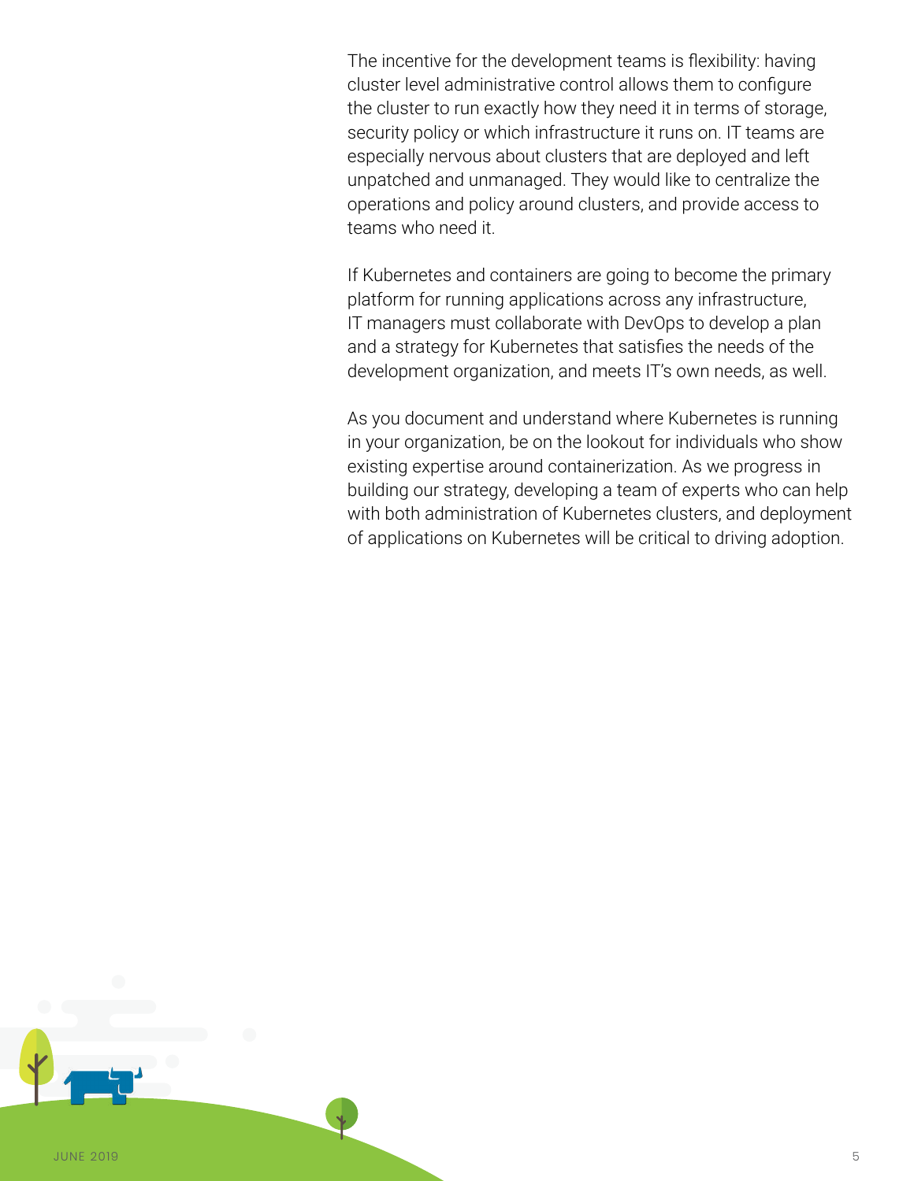The incentive for the development teams is flexibility: having cluster level administrative control allows them to configure the cluster to run exactly how they need it in terms of storage, security policy or which infrastructure it runs on. IT teams are especially nervous about clusters that are deployed and left unpatched and unmanaged. They would like to centralize the operations and policy around clusters, and provide access to teams who need it.

If Kubernetes and containers are going to become the primary platform for running applications across any infrastructure, IT managers must collaborate with DevOps to develop a plan and a strategy for Kubernetes that satisfies the needs of the development organization, and meets IT's own needs, as well.

As you document and understand where Kubernetes is running in your organization, be on the lookout for individuals who show existing expertise around containerization. As we progress in building our strategy, developing a team of experts who can help with both administration of Kubernetes clusters, and deployment of applications on Kubernetes will be critical to driving adoption.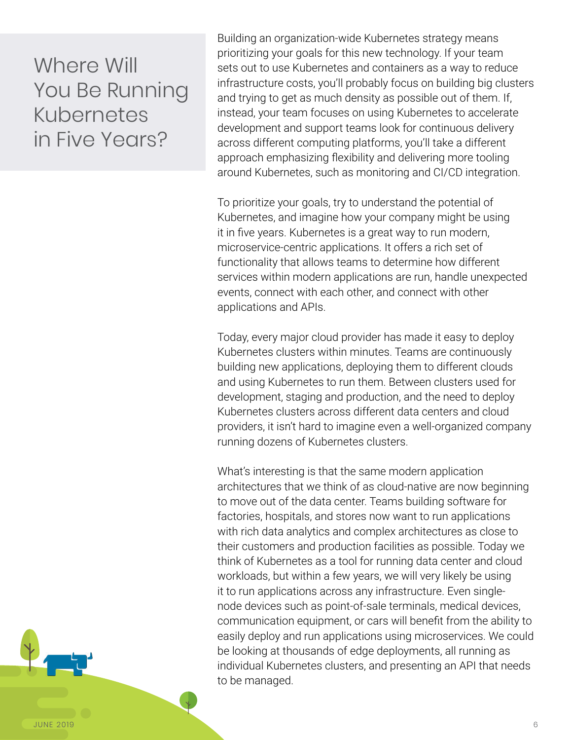# Where Will You Be Running Kubernetes in Five Years?

Building an organization-wide Kubernetes strategy means prioritizing your goals for this new technology. If your team sets out to use Kubernetes and containers as a way to reduce infrastructure costs, you'll probably focus on building big clusters and trying to get as much density as possible out of them. If, instead, your team focuses on using Kubernetes to accelerate development and support teams look for continuous delivery across different computing platforms, you'll take a different approach emphasizing flexibility and delivering more tooling around Kubernetes, such as monitoring and CI/CD integration.

To prioritize your goals, try to understand the potential of Kubernetes, and imagine how your company might be using it in five years. Kubernetes is a great way to run modern, microservice-centric applications. It offers a rich set of functionality that allows teams to determine how different services within modern applications are run, handle unexpected events, connect with each other, and connect with other applications and APIs.

Today, every major cloud provider has made it easy to deploy Kubernetes clusters within minutes. Teams are continuously building new applications, deploying them to different clouds and using Kubernetes to run them. Between clusters used for development, staging and production, and the need to deploy Kubernetes clusters across different data centers and cloud providers, it isn't hard to imagine even a well-organized company running dozens of Kubernetes clusters.

What's interesting is that the same modern application architectures that we think of as cloud-native are now beginning to move out of the data center. Teams building software for factories, hospitals, and stores now want to run applications with rich data analytics and complex architectures as close to their customers and production facilities as possible. Today we think of Kubernetes as a tool for running data center and cloud workloads, but within a few years, we will very likely be using it to run applications across any infrastructure. Even single-node devices such as point-of-sale terminals, medical devices, communication equipment, or cars will benefit from the ability to easily deploy and run applications using microservices. We could be looking at thousands of edge deployments, all running as individual Kubernetes clusters, and presenting an API that needs to be managed.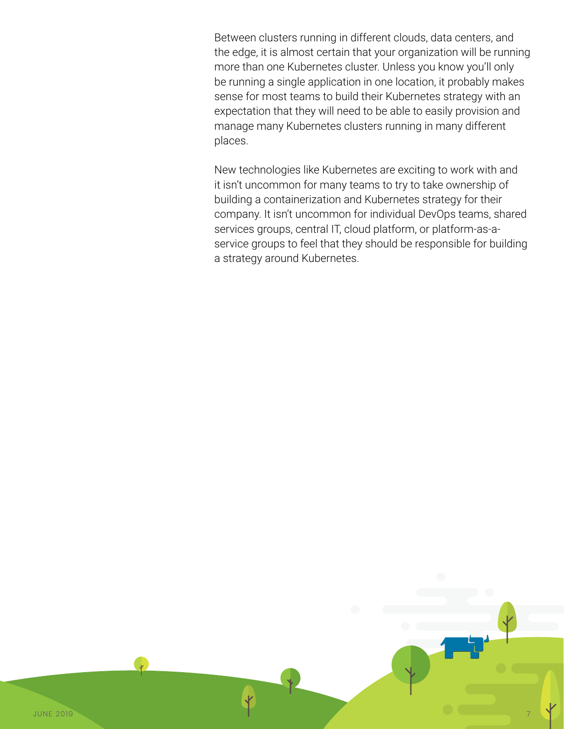Between clusters running in different clouds, data centers, and the edge, it is almost certain that your organization will be running more than one Kubernetes cluster. Unless you know you'll only be running a single application in one location, it probably makes sense for most teams to build their Kubernetes strategy with an expectation that they will need to be able to easily provision and manage many Kubernetes clusters running in many different places.

New technologies like Kubernetes are exciting to work with and it isn't uncommon for many teams to try to take ownership of building a containerization and Kubernetes strategy for their company. It isn't uncommon for individual DevOps teams, shared services groups, central IT, cloud platform, or platform-as-a-service groups to feel that they should be responsible for building a strategy around Kubernetes.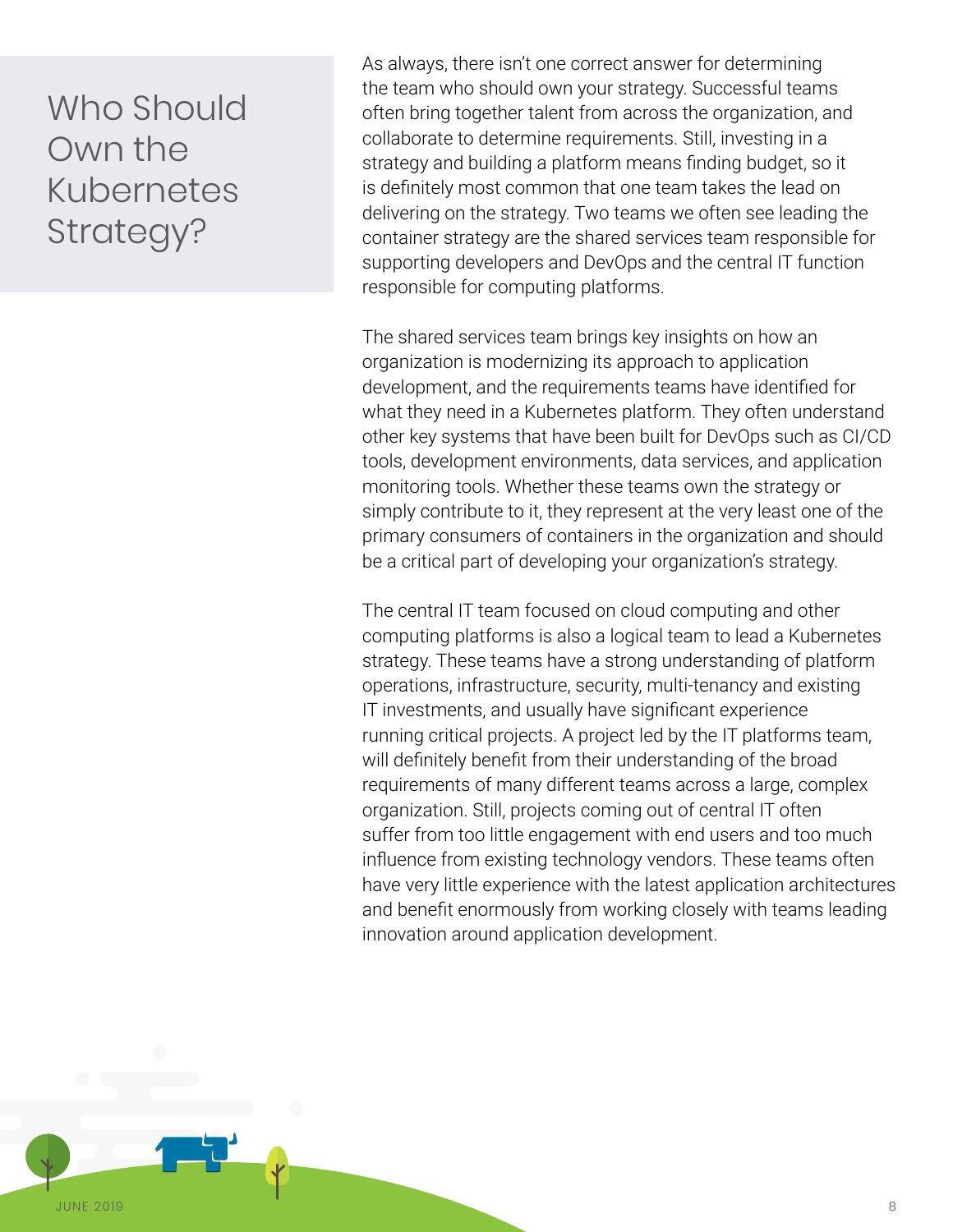# Who Should Own the Kubernetes Strategy?

As always, there isn't one correct answer for determining the team who should own your strategy. Successful teams often bring together talent from across the organization, and collaborate to determine requirements. Still, investing in a strategy and building a platform means finding budget, so it is definitely most common that one team takes the lead on delivering on the strategy. Two teams we often see leading the container strategy are the shared services team responsible for supporting developers and DevOps and the central IT function responsible for computing platforms.

The shared services team brings key insights on how an organization is modernizing its approach to application development, and the requirements teams have identified for what they need in a Kubernetes platform. They often understand other key systems that have been built for DevOps such as CI/CD tools, development environments, data services, and application monitoring tools. Whether these teams own the strategy or simply contribute to it, they represent at the very least one of the primary consumers of containers in the organization and should be a critical part of developing your organization's strategy.

The central IT team focused on cloud computing and other computing platforms is also a logical team to lead a Kubernetes strategy. These teams have a strong understanding of platform operations, infrastructure, security, multi-tenancy and existing IT investments, and usually have significant experience running critical projects. A project led by the IT platforms team, will definitely benefit from their understanding of the broad requirements of many different teams across a large, complex organization. Still, projects coming out of central IT often suffer from too little engagement with end users and too much influence from existing technology vendors. These teams often have very little experience with the latest application architectures and benefit enormously from working closely with teams leading innovation around application development.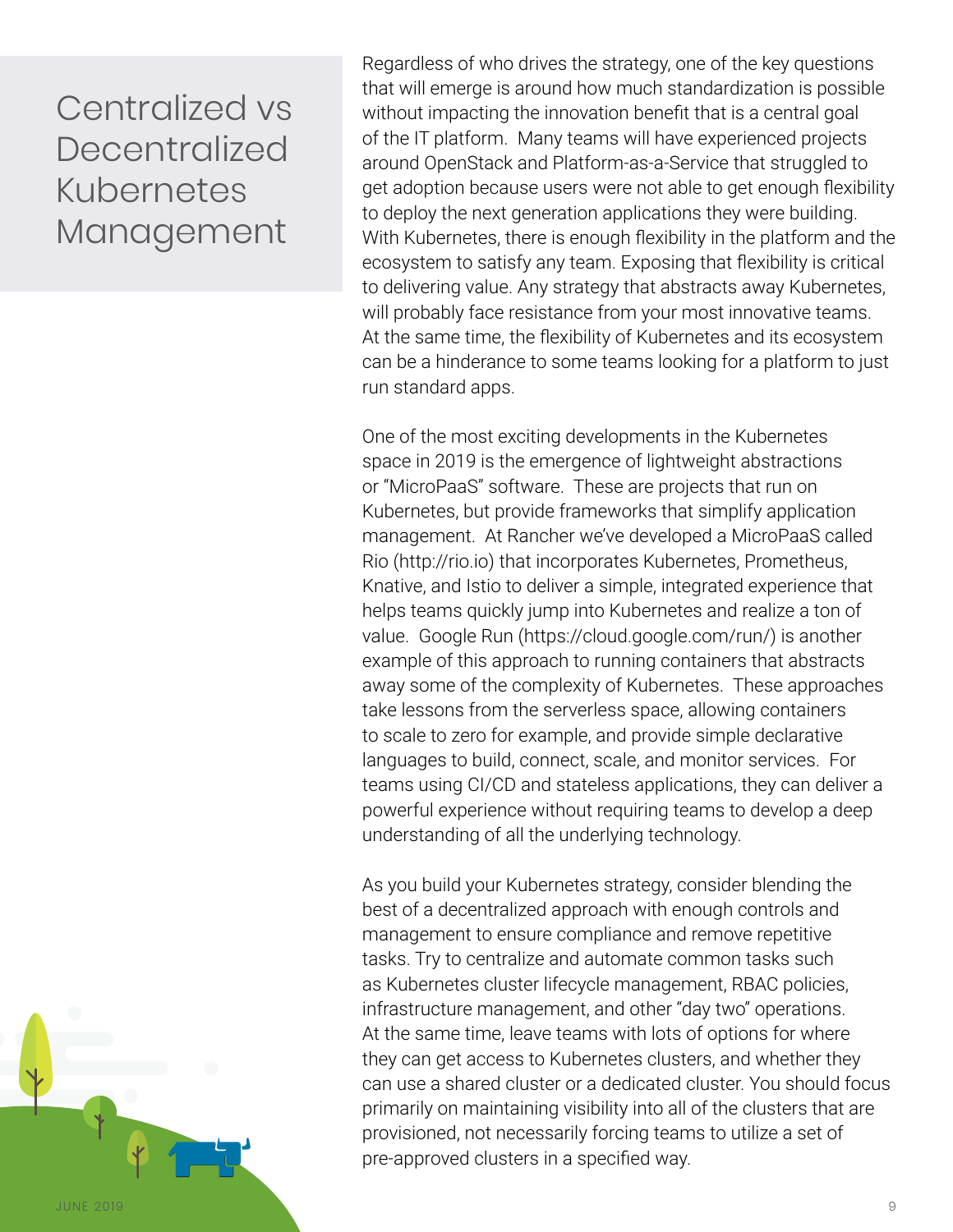# Centralized vs Decentralized Kubernetes Management

Regardless of who drives the strategy, one of the key questions that will emerge is around how much standardization is possible without impacting the innovation benefit that is a central goal of the IT platform. Many teams will have experienced projects around OpenStack and Platform-as-a-Service that struggled to get adoption because users were not able to get enough flexibility to deploy the next generation applications they were building. With Kubernetes, there is enough flexibility in the platform and the ecosystem to satisfy any team. Exposing that flexibility is critical to delivering value. Any strategy that abstracts away Kubernetes, will probably face resistance from your most innovative teams. At the same time, the flexibility of Kubernetes and its ecosystem can be a hinderance to some teams looking for a platform to just run standard apps.

One of the most exciting developments in the Kubernetes space in 2019 is the emergence of lightweight abstractions or "MicroPaaS" software. These are projects that run on Kubernetes, but provide frameworks that simplify application management. At Rancher we've developed a MicroPaaS called Rio (http://rio.io) that incorporates Kubernetes, Prometheus, Knative, and Istio to deliver a simple, integrated experience that helps teams quickly jump into Kubernetes and realize a ton of value. Google Run (https://cloud.google.com/run/) is another example of this approach to running containers that abstracts away some of the complexity of Kubernetes. These approaches take lessons from the serverless space, allowing containers to scale to zero for example, and provide simple declarative languages to build, connect, scale, and monitor services. For teams using CI/CD and stateless applications, they can deliver a powerful experience without requiring teams to develop a deep understanding of all the underlying technology.

As you build your Kubernetes strategy, consider blending the best of a decentralized approach with enough controls and management to ensure compliance and remove repetitive tasks. Try to centralize and automate common tasks such as Kubernetes cluster lifecycle management, RBAC policies, infrastructure management, and other "day two" operations. At the same time, leave teams with lots of options for where they can get access to Kubernetes clusters, and whether they can use a shared cluster or a dedicated cluster. You should focus primarily on maintaining visibility into all of the clusters that are provisioned, not necessarily forcing teams to utilize a set of pre-approved clusters in a specified way.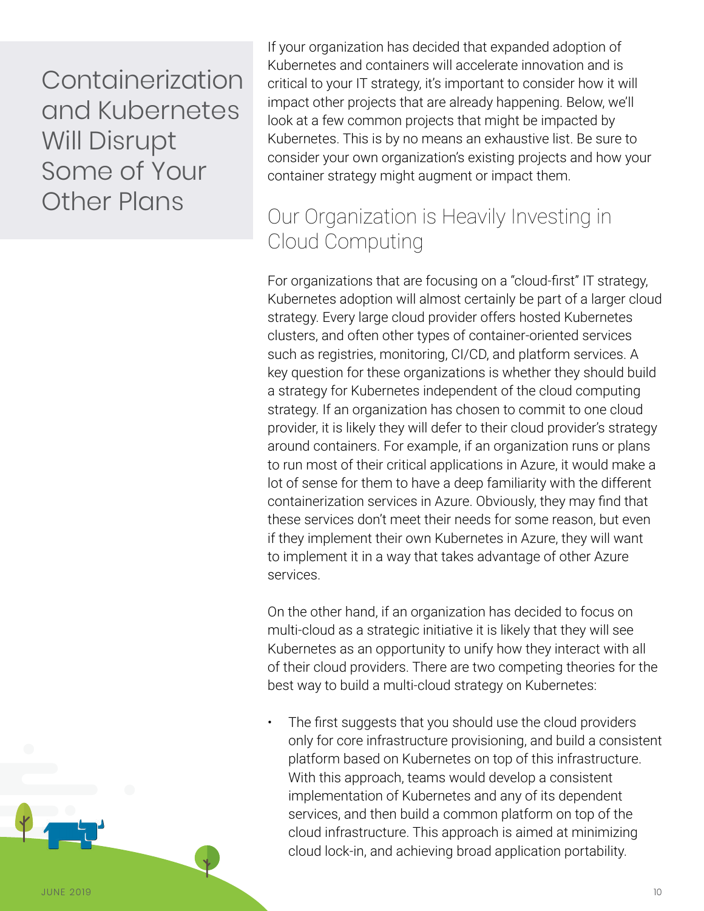# Containerization and Kubernetes Will Disrupt Some of Your Other Plans

If your organization has decided that expanded adoption of Kubernetes and containers will accelerate innovation and is critical to your IT strategy, it's important to consider how it will impact other projects that are already happening. Below, we'll look at a few common projects that might be impacted by Kubernetes. This is by no means an exhaustive list. Be sure to consider your own organization's existing projects and how your container strategy might augment or impact them.

## Our Organization is Heavily Investing in Cloud Computing

For organizations that are focusing on a "cloud-first" IT strategy, Kubernetes adoption will almost certainly be part of a larger cloud strategy. Every large cloud provider offers hosted Kubernetes clusters, and often other types of container-oriented services such as registries, monitoring, CI/CD, and platform services. A key question for these organizations is whether they should build a strategy for Kubernetes independent of the cloud computing strategy. If an organization has chosen to commit to one cloud provider, it is likely they will defer to their cloud provider's strategy around containers. For example, if an organization runs or plans to run most of their critical applications in Azure, it would make a lot of sense for them to have a deep familiarity with the different containerization services in Azure. Obviously, they may find that these services don't meet their needs for some reason, but even if they implement their own Kubernetes in Azure, they will want to implement it in a way that takes advantage of other Azure services.

On the other hand, if an organization has decided to focus on multi-cloud as a strategic initiative it is likely that they will see Kubernetes as an opportunity to unify how they interact with all of their cloud providers. There are two competing theories for the best way to build a multi-cloud strategy on Kubernetes:

- The first suggests that you should use the cloud providers only for core infrastructure provisioning, and build a consistent platform based on Kubernetes on top of this infrastructure. With this approach, teams would develop a consistent implementation of Kubernetes and any of its dependent services, and then build a common platform on top of the cloud infrastructure. This approach is aimed at minimizing cloud lock-in, and achieving broad application portability.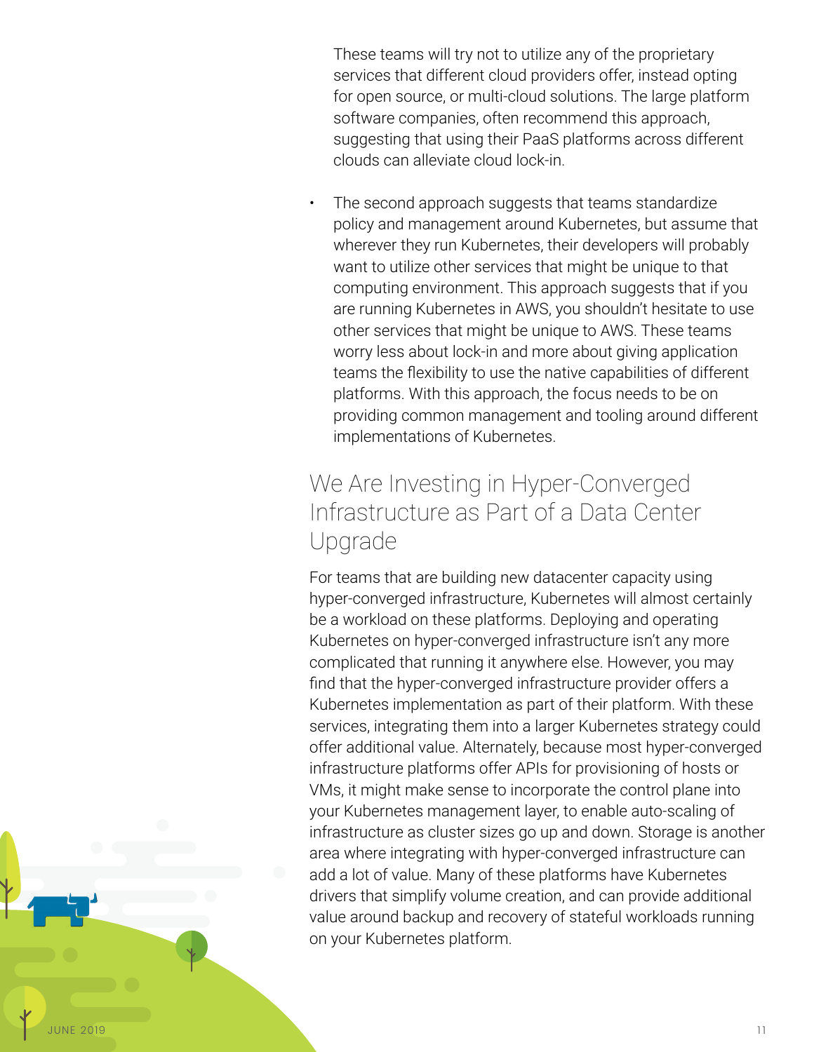These teams will try not to utilize any of the proprietary services that different cloud providers offer, instead opting for open source, or multi-cloud solutions. The large platform software companies, often recommend this approach, suggesting that using their PaaS platforms across different clouds can alleviate cloud lock-in.

- The second approach suggests that teams standardize policy and management around Kubernetes, but assume that wherever they run Kubernetes, their developers will probably want to utilize other services that might be unique to that computing environment. This approach suggests that if you are running Kubernetes in AWS, you shouldn't hesitate to use other services that might be unique to AWS. These teams worry less about lock-in and more about giving application teams the flexibility to use the native capabilities of different platforms. With this approach, the focus needs to be on providing common management and tooling around different implementations of Kubernetes.

## We Are Investing in Hyper-Converged Infrastructure as Part of a Data Center Upgrade

For teams that are building new datacenter capacity using hyper-converged infrastructure, Kubernetes will almost certainly be a workload on these platforms. Deploying and operating Kubernetes on hyper-converged infrastructure isn't any more complicated that running it anywhere else. However, you may find that the hyper-converged infrastructure provider offers a Kubernetes implementation as part of their platform. With these services, integrating them into a larger Kubernetes strategy could offer additional value. Alternately, because most hyper-converged infrastructure platforms offer APIs for provisioning of hosts or VMs, it might make sense to incorporate the control plane into your Kubernetes management layer, to enable auto-scaling of infrastructure as cluster sizes go up and down. Storage is another area where integrating with hyper-converged infrastructure can add a lot of value. Many of these platforms have Kubernetes drivers that simplify volume creation, and can provide additional value around backup and recovery of stateful workloads running on your Kubernetes platform.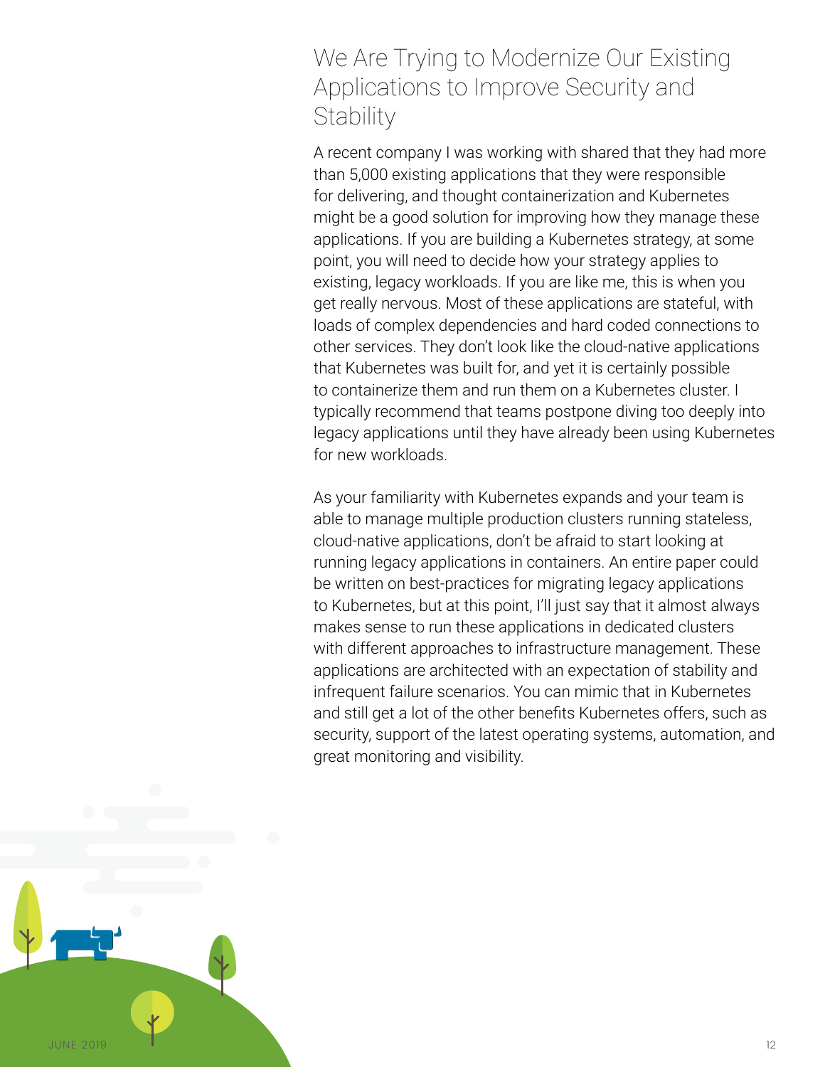## We Are Trying to Modernize Our Existing Applications to Improve Security and Stability

A recent company I was working with shared that they had more than 5,000 existing applications that they were responsible for delivering, and thought containerization and Kubernetes might be a good solution for improving how they manage these applications. If you are building a Kubernetes strategy, at some point, you will need to decide how your strategy applies to existing, legacy workloads. If you are like me, this is when you get really nervous. Most of these applications are stateful, with loads of complex dependencies and hard coded connections to other services. They don't look like the cloud-native applications that Kubernetes was built for, and yet it is certainly possible to containerize them and run them on a Kubernetes cluster. I typically recommend that teams postpone diving too deeply into legacy applications until they have already been using Kubernetes for new workloads.

As your familiarity with Kubernetes expands and your team is able to manage multiple production clusters running stateless, cloud-native applications, don't be afraid to start looking at running legacy applications in containers. An entire paper could be written on best-practices for migrating legacy applications to Kubernetes, but at this point, I'll just say that it almost always makes sense to run these applications in dedicated clusters with different approaches to infrastructure management. These applications are architected with an expectation of stability and infrequent failure scenarios. You can mimic that in Kubernetes and still get a lot of the other benefits Kubernetes offers, such as security, support of the latest operating systems, automation, and great monitoring and visibility.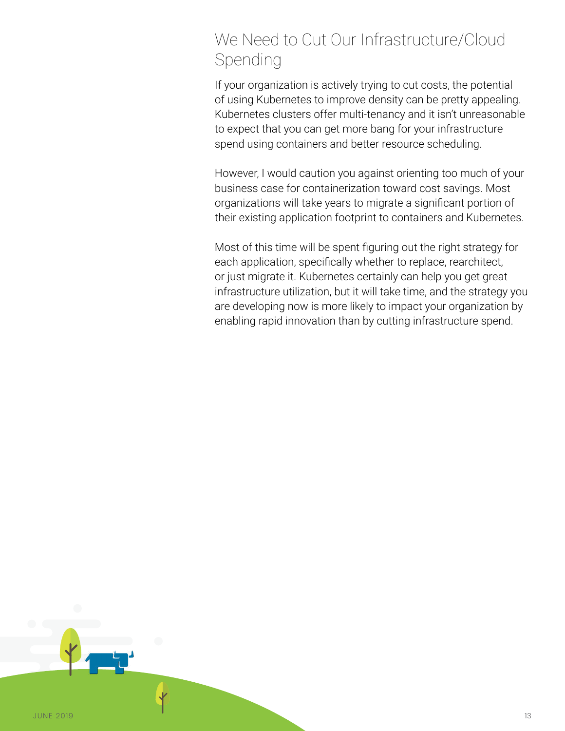## We Need to Cut Our Infrastructure/Cloud Spending

If your organization is actively trying to cut costs, the potential of using Kubernetes to improve density can be pretty appealing. Kubernetes clusters offer multi-tenancy and it isn't unreasonable to expect that you can get more bang for your infrastructure spend using containers and better resource scheduling.

However, I would caution you against orienting too much of your business case for containerization toward cost savings. Most organizations will take years to migrate a significant portion of their existing application footprint to containers and Kubernetes.

Most of this time will be spent figuring out the right strategy for each application, specifically whether to replace, rearchitect, or just migrate it. Kubernetes certainly can help you get great infrastructure utilization, but it will take time, and the strategy you are developing now is more likely to impact your organization by enabling rapid innovation than by cutting infrastructure spend.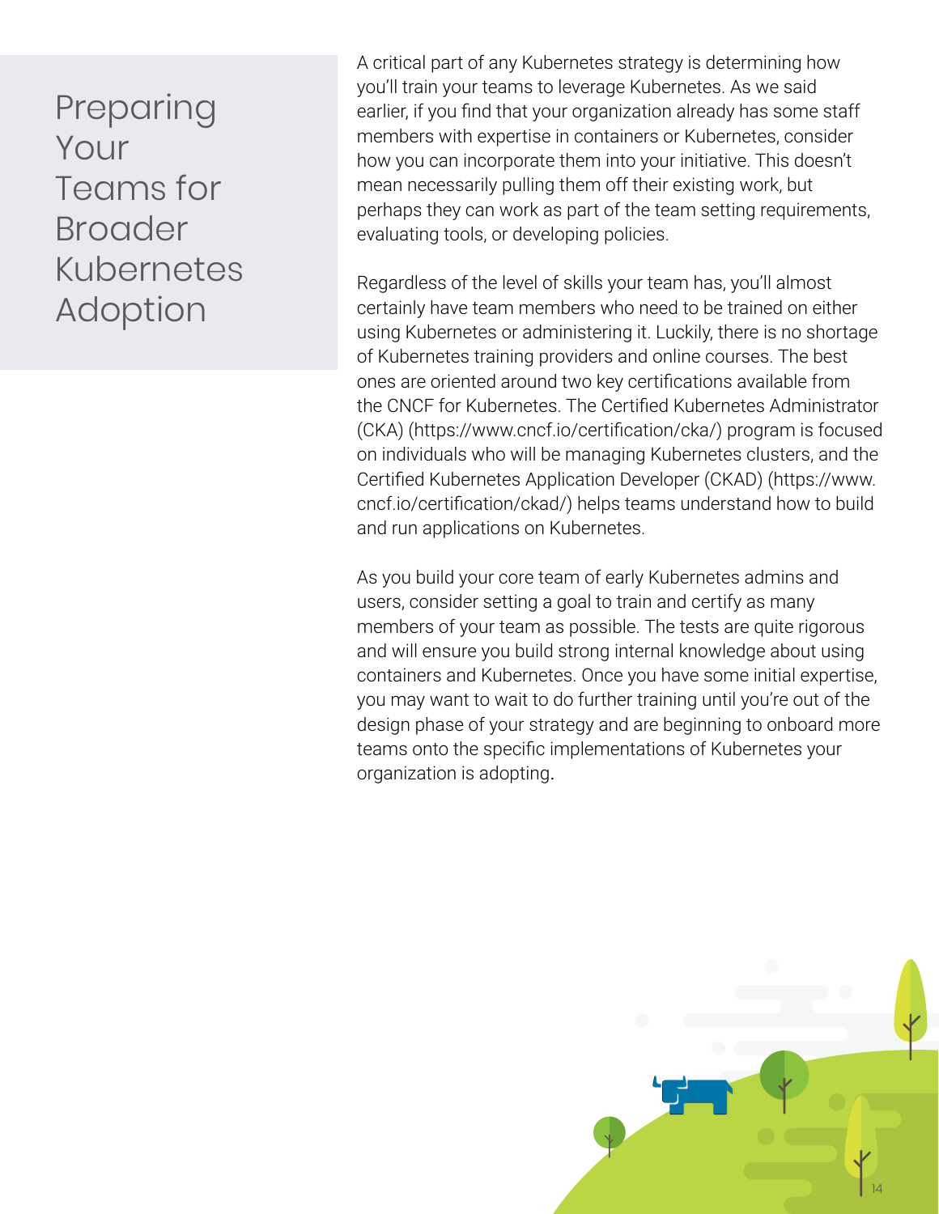# Preparing Your Teams for Broader Kubernetes Adoption

A critical part of any Kubernetes strategy is determining how you'll train your teams to leverage Kubernetes. As we said earlier, if you find that your organization already has some staff members with expertise in containers or Kubernetes, consider how you can incorporate them into your initiative. This doesn't mean necessarily pulling them off their existing work, but perhaps they can work as part of the team setting requirements, evaluating tools, or developing policies.

Regardless of the level of skills your team has, you'll almost certainly have team members who need to be trained on either using Kubernetes or administering it. Luckily, there is no shortage of Kubernetes training providers and online courses. The best ones are oriented around two key certifications available from the CNCF for Kubernetes. The Certified Kubernetes Administrator (CKA) (https://www.cncf.io/certification/cka/) program is focused on individuals who will be managing Kubernetes clusters, and the Certified Kubernetes Application Developer (CKAD) (https://www.cncf.io/certification/ckad/) helps teams understand how to build and run applications on Kubernetes.

As you build your core team of early Kubernetes admins and users, consider setting a goal to train and certify as many members of your team as possible. The tests are quite rigorous and will ensure you build strong internal knowledge about using containers and Kubernetes. Once you have some initial expertise, you may want to wait to do further training until you're out of the design phase of your strategy and are beginning to onboard more teams onto the specific implementations of Kubernetes your organization is adopting.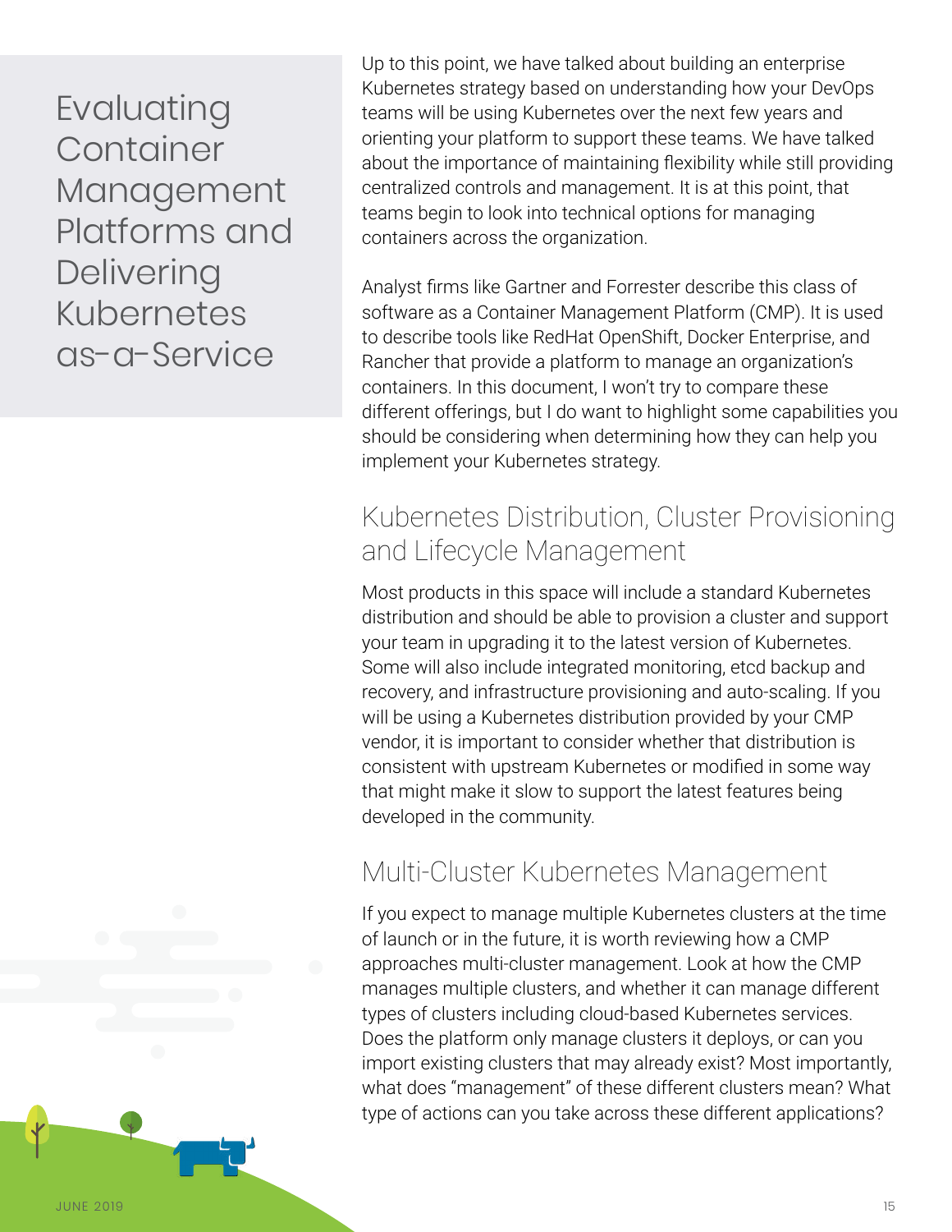# Evaluating Container Management Platforms and Delivering Kubernetes as-a-Service

Up to this point, we have talked about building an enterprise Kubernetes strategy based on understanding how your DevOps teams will be using Kubernetes over the next few years and orienting your platform to support these teams. We have talked about the importance of maintaining flexibility while still providing centralized controls and management. It is at this point, that teams begin to look into technical options for managing containers across the organization.

Analyst firms like Gartner and Forrester describe this class of software as a Container Management Platform (CMP). It is used to describe tools like RedHat OpenShift, Docker Enterprise, and Rancher that provide a platform to manage an organization's containers. In this document, I won't try to compare these different offerings, but I do want to highlight some capabilities you should be considering when determining how they can help you implement your Kubernetes strategy.

## Kubernetes Distribution, Cluster Provisioning and Lifecycle Management

Most products in this space will include a standard Kubernetes distribution and should be able to provision a cluster and support your team in upgrading it to the latest version of Kubernetes. Some will also include integrated monitoring, etcd backup and recovery, and infrastructure provisioning and auto-scaling. If you will be using a Kubernetes distribution provided by your CMP vendor, it is important to consider whether that distribution is consistent with upstream Kubernetes or modified in some way that might make it slow to support the latest features being developed in the community.

## Multi-Cluster Kubernetes Management

If you expect to manage multiple Kubernetes clusters at the time of launch or in the future, it is worth reviewing how a CMP approaches multi-cluster management. Look at how the CMP manages multiple clusters, and whether it can manage different types of clusters including cloud-based Kubernetes services. Does the platform only manage clusters it deploys, or can you import existing clusters that may already exist? Most importantly, what does "management" of these different clusters mean? What type of actions can you take across these different applications?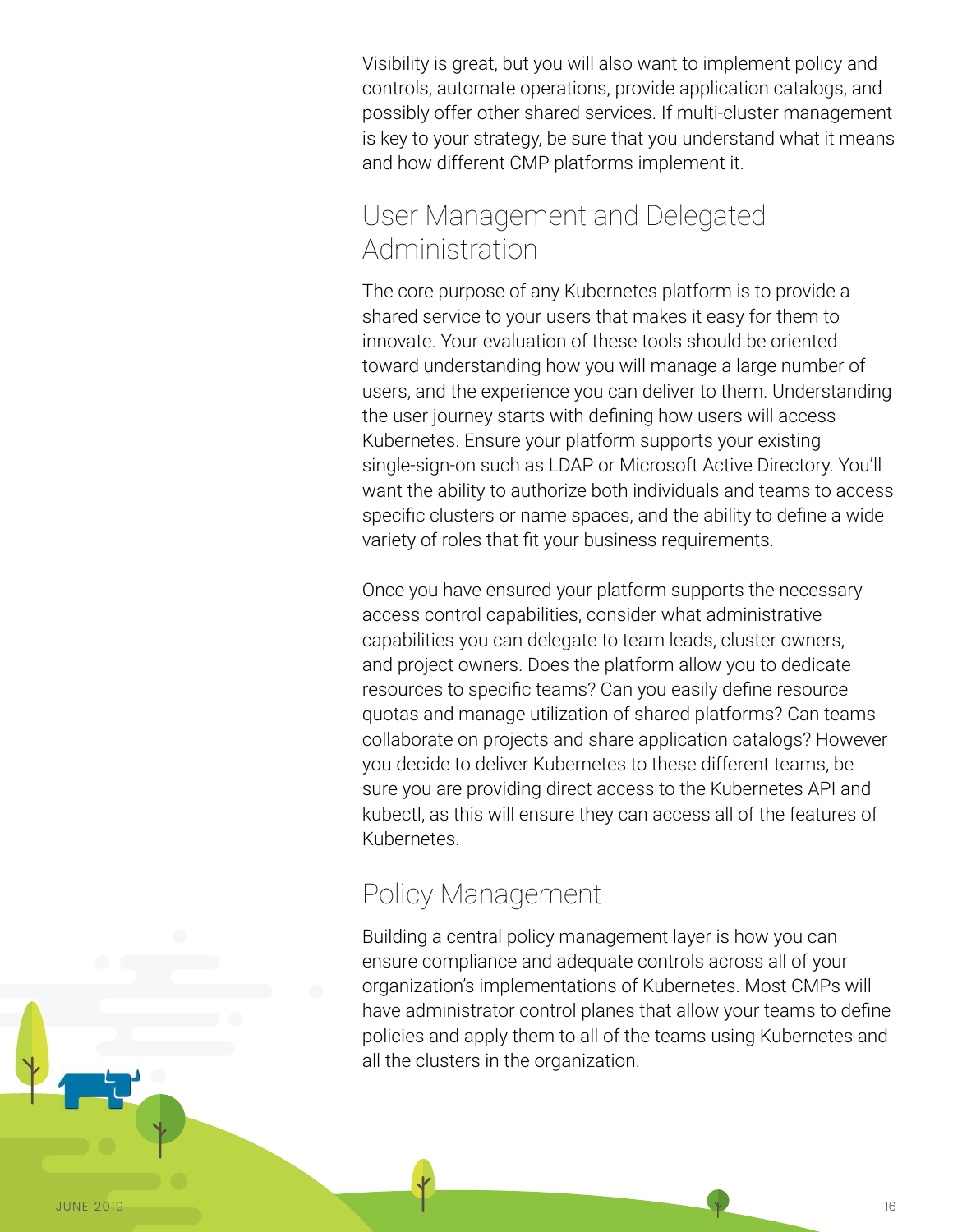Visibility is great, but you will also want to implement policy and controls, automate operations, provide application catalogs, and possibly offer other shared services. If multi-cluster management is key to your strategy, be sure that you understand what it means and how different CMP platforms implement it.

## User Management and Delegated Administration

The core purpose of any Kubernetes platform is to provide a shared service to your users that makes it easy for them to innovate. Your evaluation of these tools should be oriented toward understanding how you will manage a large number of users, and the experience you can deliver to them. Understanding the user journey starts with defining how users will access Kubernetes. Ensure your platform supports your existing single-sign-on such as LDAP or Microsoft Active Directory. You'll want the ability to authorize both individuals and teams to access specific clusters or name spaces, and the ability to define a wide variety of roles that fit your business requirements.

Once you have ensured your platform supports the necessary access control capabilities, consider what administrative capabilities you can delegate to team leads, cluster owners, and project owners. Does the platform allow you to dedicate resources to specific teams? Can you easily define resource quotas and manage utilization of shared platforms? Can teams collaborate on projects and share application catalogs? However you decide to deliver Kubernetes to these different teams, be sure you are providing direct access to the Kubernetes API and kubectl, as this will ensure they can access all of the features of Kubernetes.

## Policy Management

Building a central policy management layer is how you can ensure compliance and adequate controls across all of your organization's implementations of Kubernetes. Most CMPs will have administrator control planes that allow your teams to define policies and apply them to all of the teams using Kubernetes and all the clusters in the organization.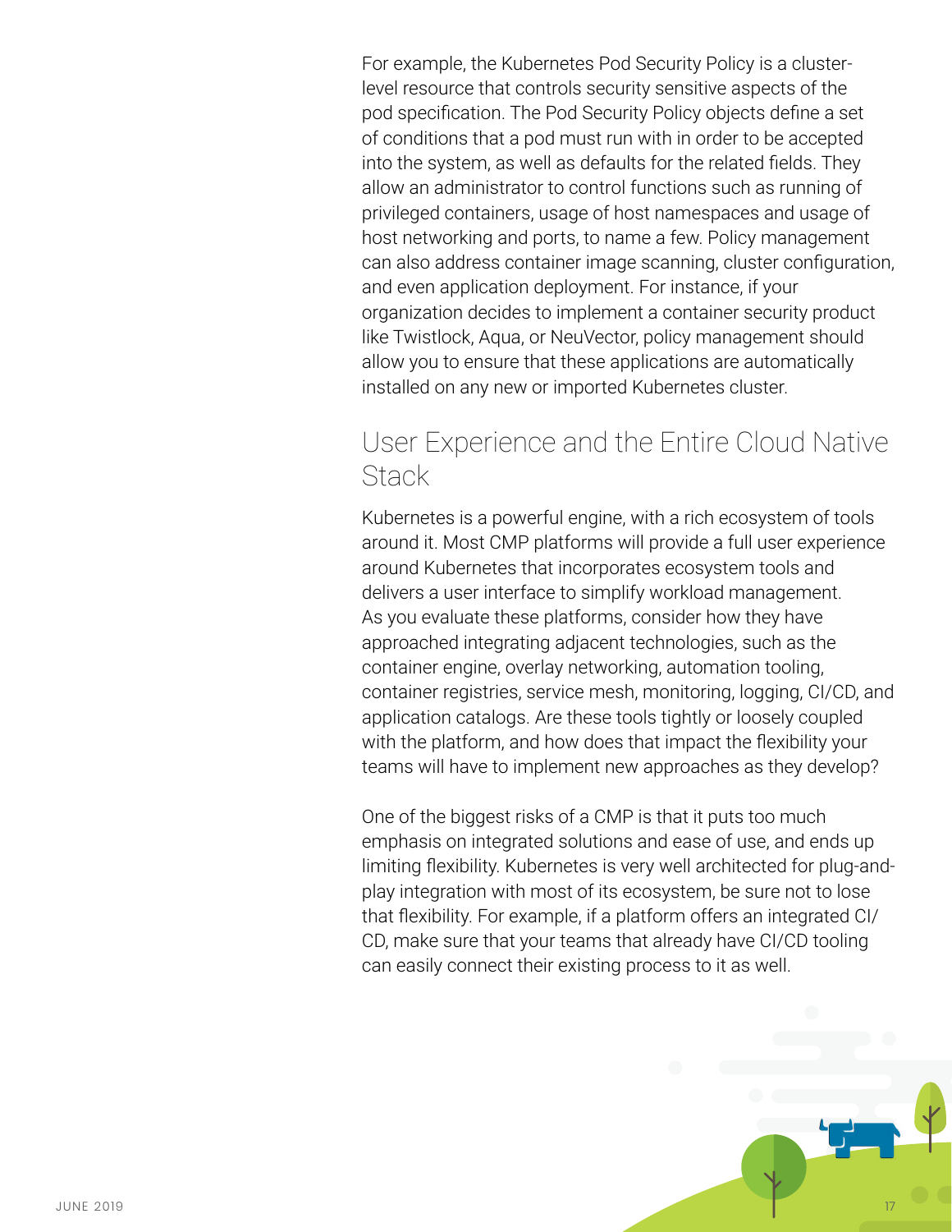For example, the Kubernetes Pod Security Policy is a cluster-level resource that controls security sensitive aspects of the pod specification. The Pod Security Policy objects define a set of conditions that a pod must run with in order to be accepted into the system, as well as defaults for the related fields. They allow an administrator to control functions such as running of privileged containers, usage of host namespaces and usage of host networking and ports, to name a few. Policy management can also address container image scanning, cluster configuration, and even application deployment. For instance, if your organization decides to implement a container security product like Twistlock, Aqua, or NeuVector, policy management should allow you to ensure that these applications are automatically installed on any new or imported Kubernetes cluster.

## User Experience and the Entire Cloud Native Stack

Kubernetes is a powerful engine, with a rich ecosystem of tools around it. Most CMP platforms will provide a full user experience around Kubernetes that incorporates ecosystem tools and delivers a user interface to simplify workload management. As you evaluate these platforms, consider how they have approached integrating adjacent technologies, such as the container engine, overlay networking, automation tooling, container registries, service mesh, monitoring, logging, CI/CD, and application catalogs. Are these tools tightly or loosely coupled with the platform, and how does that impact the flexibility your teams will have to implement new approaches as they develop?

One of the biggest risks of a CMP is that it puts too much emphasis on integrated solutions and ease of use, and ends up limiting flexibility. Kubernetes is very well architected for plug-and-play integration with most of its ecosystem, be sure not to lose that flexibility. For example, if a platform offers an integrated CI/CD, make sure that your teams that already have CI/CD tooling can easily connect their existing process to it as well.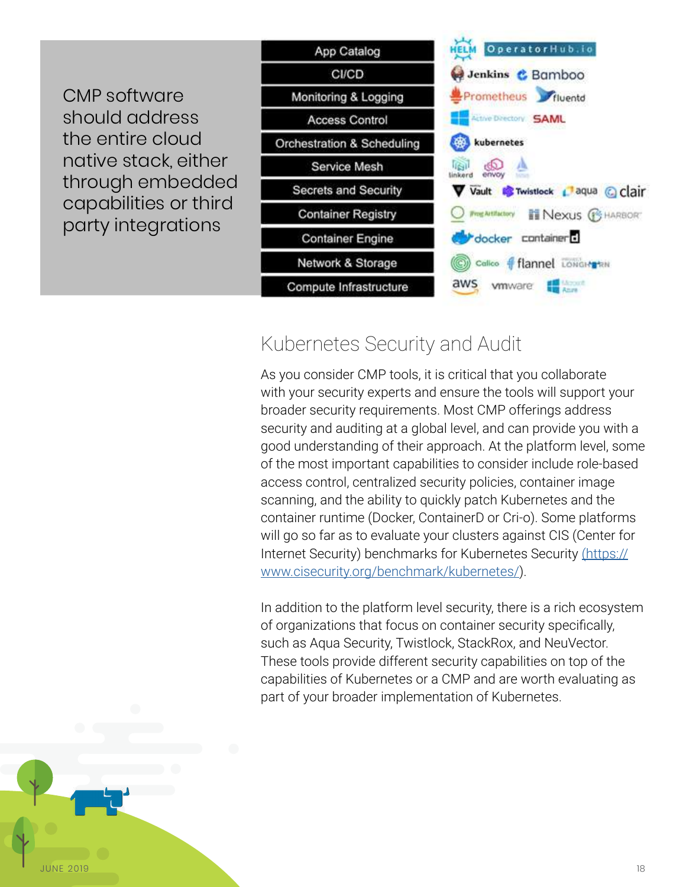CMP software should address the entire cloud native stack, either through embedded capabilities or third party integrations

| Layer | Tools |
| --- | --- |
| App Catalog | HELM, OperatorHub.io |
| CI/CD | Jenkins, Bamboo |
| Monitoring & Logging | Prometheus, fluentd |
| Access Control | Active Directory, SAML |
| Orchestration & Scheduling | kubernetes |
| Service Mesh | linkerd, envoy, Istio |
| Secrets and Security | Vault, Twistlock, aqua, clair |
| Container Registry | JFrog Artifactory, Nexus, HARBOR |
| Container Engine | docker, containerd |
| Network & Storage | Calico, flannel, LONGHORN |
| Compute Infrastructure | aws, vmware, Microsoft Azure |

## Kubernetes Security and Audit

As you consider CMP tools, it is critical that you collaborate with your security experts and ensure the tools will support your broader security requirements. Most CMP offerings address security and auditing at a global level, and can provide you with a good understanding of their approach. At the platform level, some of the most important capabilities to consider include role-based access control, centralized security policies, container image scanning, and the ability to quickly patch Kubernetes and the container runtime (Docker, ContainerD or Cri-o). Some platforms will go so far as to evaluate your clusters against CIS (Center for Internet Security) benchmarks for Kubernetes Security (https://www.cisecurity.org/benchmark/kubernetes/).

In addition to the platform level security, there is a rich ecosystem of organizations that focus on container security specifically, such as Aqua Security, Twistlock, StackRox, and NeuVector. These tools provide different security capabilities on top of the capabilities of Kubernetes or a CMP and are worth evaluating as part of your broader implementation of Kubernetes.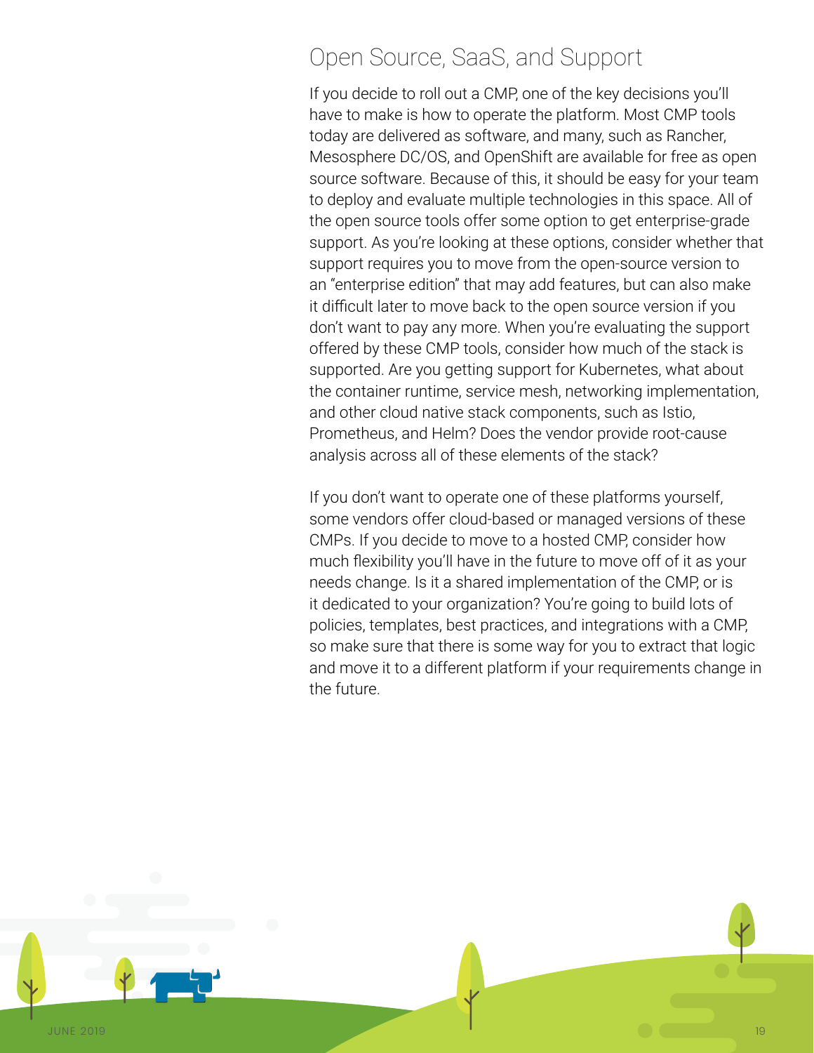## Open Source, SaaS, and Support

If you decide to roll out a CMP, one of the key decisions you'll have to make is how to operate the platform. Most CMP tools today are delivered as software, and many, such as Rancher, Mesosphere DC/OS, and OpenShift are available for free as open source software. Because of this, it should be easy for your team to deploy and evaluate multiple technologies in this space. All of the open source tools offer some option to get enterprise-grade support. As you're looking at these options, consider whether that support requires you to move from the open-source version to an "enterprise edition" that may add features, but can also make it difficult later to move back to the open source version if you don't want to pay any more. When you're evaluating the support offered by these CMP tools, consider how much of the stack is supported. Are you getting support for Kubernetes, what about the container runtime, service mesh, networking implementation, and other cloud native stack components, such as Istio, Prometheus, and Helm? Does the vendor provide root-cause analysis across all of these elements of the stack?

If you don't want to operate one of these platforms yourself, some vendors offer cloud-based or managed versions of these CMPs. If you decide to move to a hosted CMP, consider how much flexibility you'll have in the future to move off of it as your needs change. Is it a shared implementation of the CMP, or is it dedicated to your organization? You're going to build lots of policies, templates, best practices, and integrations with a CMP, so make sure that there is some way for you to extract that logic and move it to a different platform if your requirements change in the future.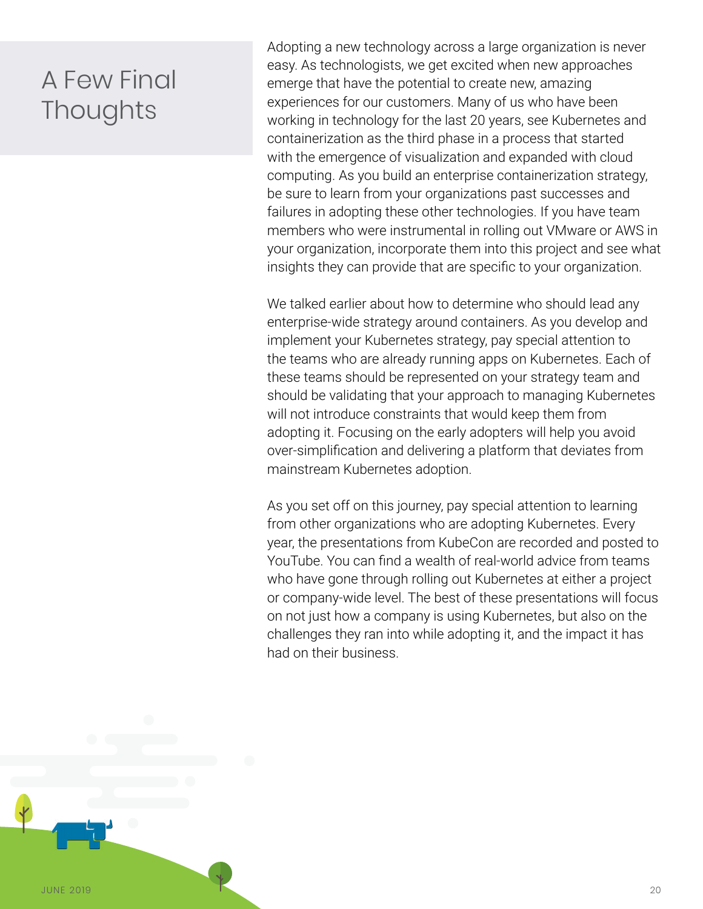# A Few Final Thoughts

Adopting a new technology across a large organization is never easy. As technologists, we get excited when new approaches emerge that have the potential to create new, amazing experiences for our customers. Many of us who have been working in technology for the last 20 years, see Kubernetes and containerization as the third phase in a process that started with the emergence of visualization and expanded with cloud computing. As you build an enterprise containerization strategy, be sure to learn from your organizations past successes and failures in adopting these other technologies. If you have team members who were instrumental in rolling out VMware or AWS in your organization, incorporate them into this project and see what insights they can provide that are specific to your organization.

We talked earlier about how to determine who should lead any enterprise-wide strategy around containers. As you develop and implement your Kubernetes strategy, pay special attention to the teams who are already running apps on Kubernetes. Each of these teams should be represented on your strategy team and should be validating that your approach to managing Kubernetes will not introduce constraints that would keep them from adopting it. Focusing on the early adopters will help you avoid over-simplification and delivering a platform that deviates from mainstream Kubernetes adoption.

As you set off on this journey, pay special attention to learning from other organizations who are adopting Kubernetes. Every year, the presentations from KubeCon are recorded and posted to YouTube. You can find a wealth of real-world advice from teams who have gone through rolling out Kubernetes at either a project or company-wide level. The best of these presentations will focus on not just how a company is using Kubernetes, but also on the challenges they ran into while adopting it, and the impact it has had on their business.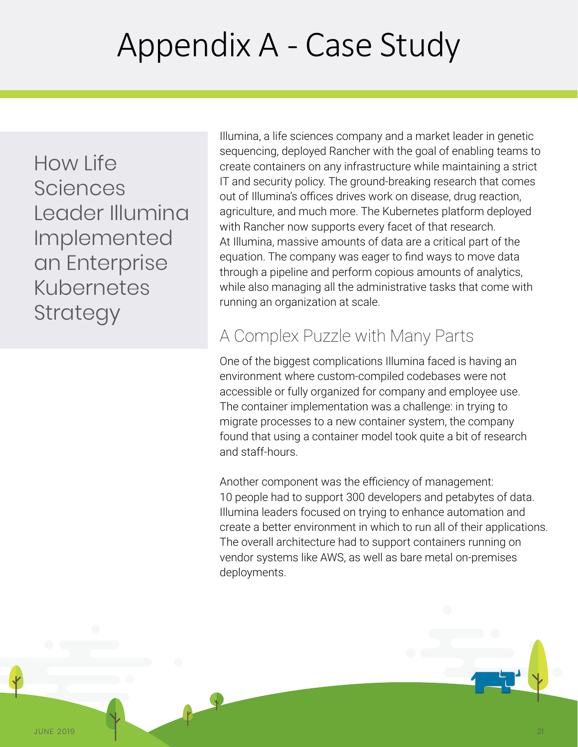# Appendix A - Case Study

## How Life Sciences Leader Illumina Implemented an Enterprise Kubernetes Strategy

Illumina, a life sciences company and a market leader in genetic sequencing, deployed Rancher with the goal of enabling teams to create containers on any infrastructure while maintaining a strict IT and security policy. The ground-breaking research that comes out of Illumina's offices drives work on disease, drug reaction, agriculture, and much more. The Kubernetes platform deployed with Rancher now supports every facet of that research. At Illumina, massive amounts of data are a critical part of the equation. The company was eager to find ways to move data through a pipeline and perform copious amounts of analytics, while also managing all the administrative tasks that come with running an organization at scale.

### A Complex Puzzle with Many Parts

One of the biggest complications Illumina faced is having an environment where custom-compiled codebases were not accessible or fully organized for company and employee use. The container implementation was a challenge: in trying to migrate processes to a new container system, the company found that using a container model took quite a bit of research and staff-hours.

Another component was the efficiency of management: 10 people had to support 300 developers and petabytes of data. Illumina leaders focused on trying to enhance automation and create a better environment in which to run all of their applications. The overall architecture had to support containers running on vendor systems like AWS, as well as bare metal on-premises deployments.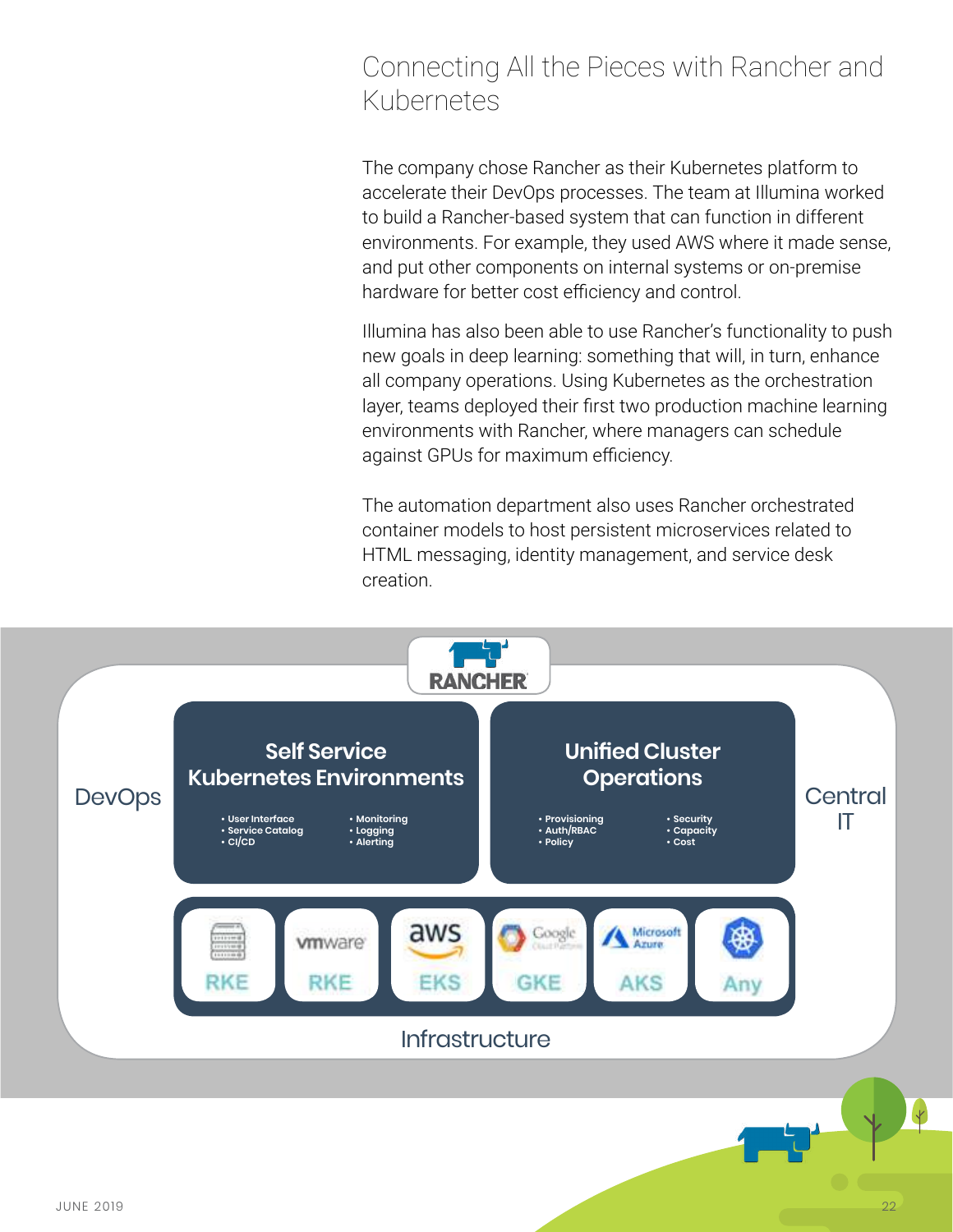## Connecting All the Pieces with Rancher and Kubernetes

The company chose Rancher as their Kubernetes platform to accelerate their DevOps processes. The team at Illumina worked to build a Rancher-based system that can function in different environments. For example, they used AWS where it made sense, and put other components on internal systems or on-premise hardware for better cost efficiency and control.

Illumina has also been able to use Rancher's functionality to push new goals in deep learning: something that will, in turn, enhance all company operations. Using Kubernetes as the orchestration layer, teams deployed their first two production machine learning environments with Rancher, where managers can schedule against GPUs for maximum efficiency.

The automation department also uses Rancher orchestrated container models to host persistent microservices related to HTML messaging, identity management, and service desk creation.

RANCHER

DevOps

**Self Service Kubernetes Environments**

- User Interface
- Service Catalog
- CI/CD
- Monitoring
- Logging
- Alerting

**Unified Cluster Operations**

- Provisioning
- Auth/RBAC
- Policy
- Security
- Capacity
- Cost

Central IT

RKE | vmware RKE | aws EKS | Google Cloud Platform GKE | Microsoft Azure AKS | Any

Infrastructure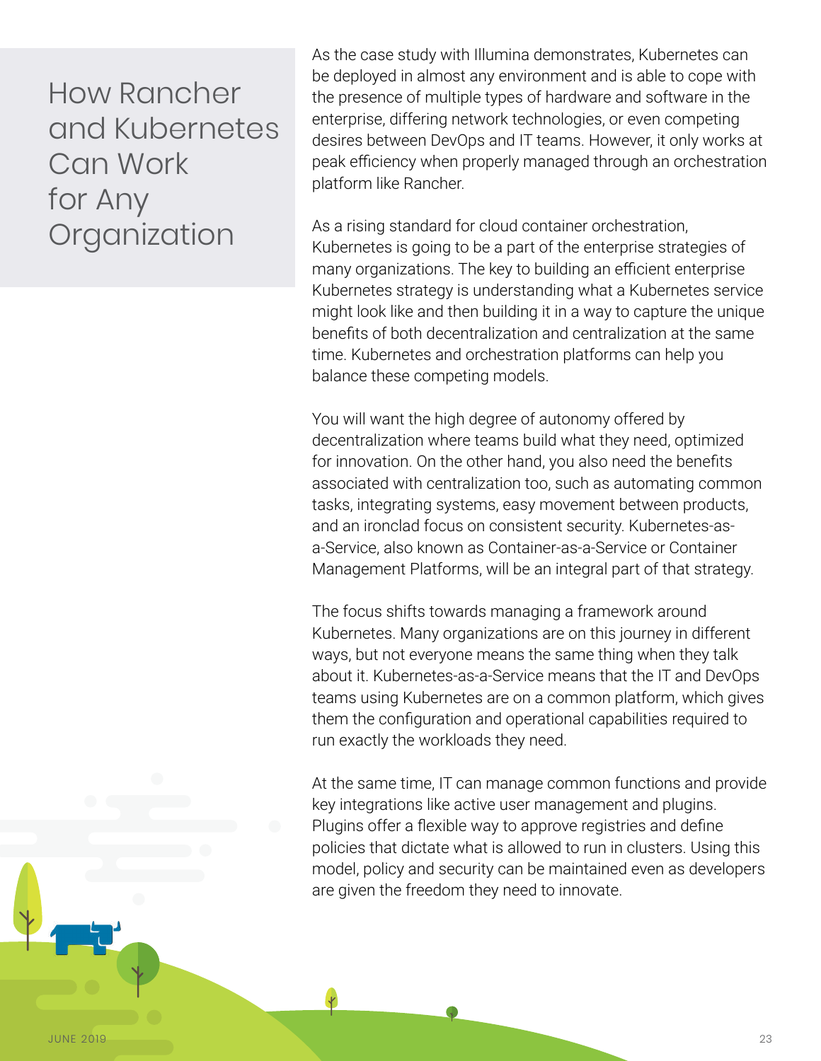# How Rancher and Kubernetes Can Work for Any Organization

As the case study with Illumina demonstrates, Kubernetes can be deployed in almost any environment and is able to cope with the presence of multiple types of hardware and software in the enterprise, differing network technologies, or even competing desires between DevOps and IT teams. However, it only works at peak efficiency when properly managed through an orchestration platform like Rancher.

As a rising standard for cloud container orchestration, Kubernetes is going to be a part of the enterprise strategies of many organizations. The key to building an efficient enterprise Kubernetes strategy is understanding what a Kubernetes service might look like and then building it in a way to capture the unique benefits of both decentralization and centralization at the same time. Kubernetes and orchestration platforms can help you balance these competing models.

You will want the high degree of autonomy offered by decentralization where teams build what they need, optimized for innovation. On the other hand, you also need the benefits associated with centralization too, such as automating common tasks, integrating systems, easy movement between products, and an ironclad focus on consistent security. Kubernetes-as-a-Service, also known as Container-as-a-Service or Container Management Platforms, will be an integral part of that strategy.

The focus shifts towards managing a framework around Kubernetes. Many organizations are on this journey in different ways, but not everyone means the same thing when they talk about it. Kubernetes-as-a-Service means that the IT and DevOps teams using Kubernetes are on a common platform, which gives them the configuration and operational capabilities required to run exactly the workloads they need.

At the same time, IT can manage common functions and provide key integrations like active user management and plugins. Plugins offer a flexible way to approve registries and define policies that dictate what is allowed to run in clusters. Using this model, policy and security can be maintained even as developers are given the freedom they need to innovate.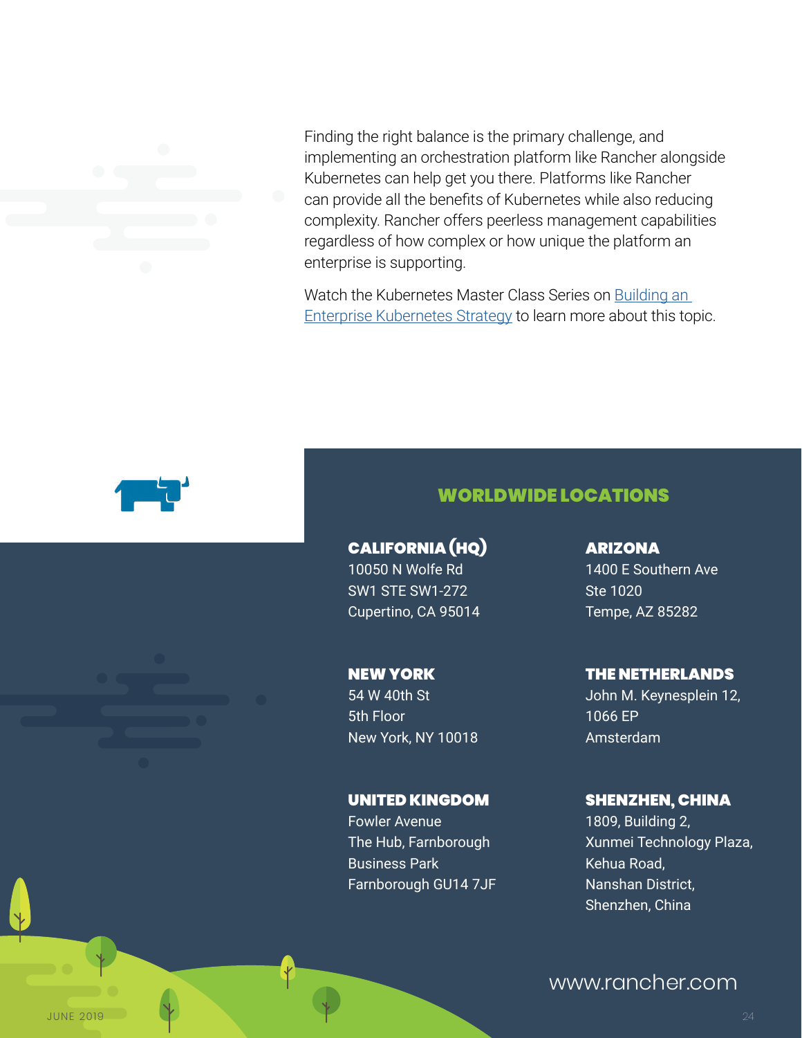Finding the right balance is the primary challenge, and implementing an orchestration platform like Rancher alongside Kubernetes can help get you there. Platforms like Rancher can provide all the benefits of Kubernetes while also reducing complexity. Rancher offers peerless management capabilities regardless of how complex or how unique the platform an enterprise is supporting.

Watch the Kubernetes Master Class Series on [Building an Enterprise Kubernetes Strategy]() to learn more about this topic.

## WORLDWIDE LOCATIONS

**CALIFORNIA (HQ)**
10050 N Wolfe Rd
SW1 STE SW1-272
Cupertino, CA 95014

**ARIZONA**
1400 E Southern Ave
Ste 1020
Tempe, AZ 85282

**NEW YORK**
54 W 40th St
5th Floor
New York, NY 10018

**THE NETHERLANDS**
John M. Keynesplein 12,
1066 EP
Amsterdam

**UNITED KINGDOM**
Fowler Avenue
The Hub, Farnborough
Business Park
Farnborough GU14 7JF

**SHENZHEN, CHINA**
1809, Building 2,
Xunmei Technology Plaza,
Kehua Road,
Nanshan District,
Shenzhen, China

www.rancher.com

JUNE 2019